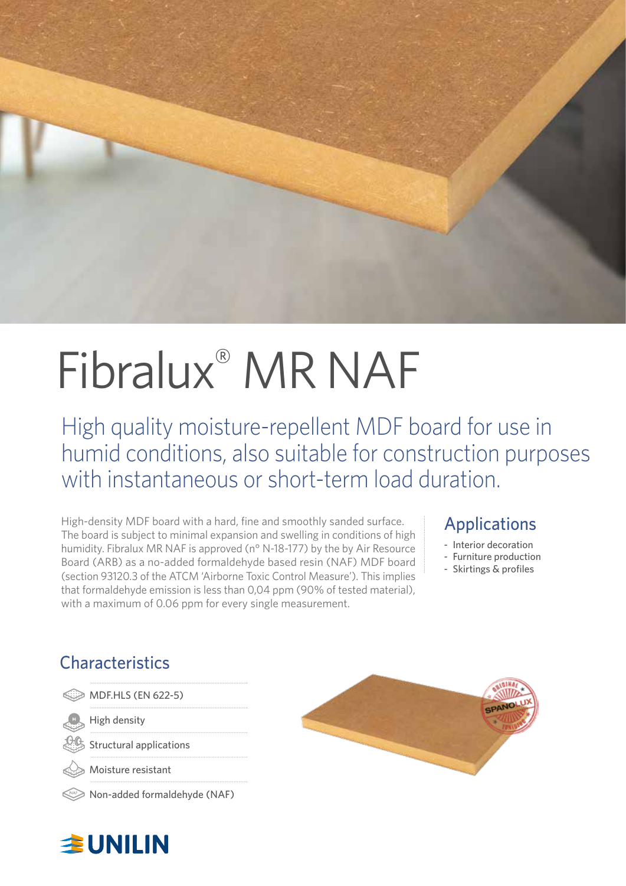# Fibralux® MR NAF

## High quality moisture-repellent MDF board for use in humid conditions, also suitable for construction purposes with instantaneous or short-term load duration.

High-density MDF board with a hard, fine and smoothly sanded surface. The board is subject to minimal expansion and swelling in conditions of high humidity. Fibralux MR NAF is approved (n° N-18-177) by the by Air Resource Board (ARB) as a no-added formaldehyde based resin (NAF) MDF board (section 93120.3 of the ATCM 'Airborne Toxic Control Measure'). This implies that formaldehyde emission is less than 0,04 ppm (90% of tested material), with a maximum of 0.06 ppm for every single measurement.

## Applications

- Interior decoration
- Furniture production
- Skirtings & profiles

## Characteristics

- MDF.HLS (EN 622-5)
- High density
- Structural applications
- Moisture resistant
- Non-added formaldehyde (NAF)

UNILIN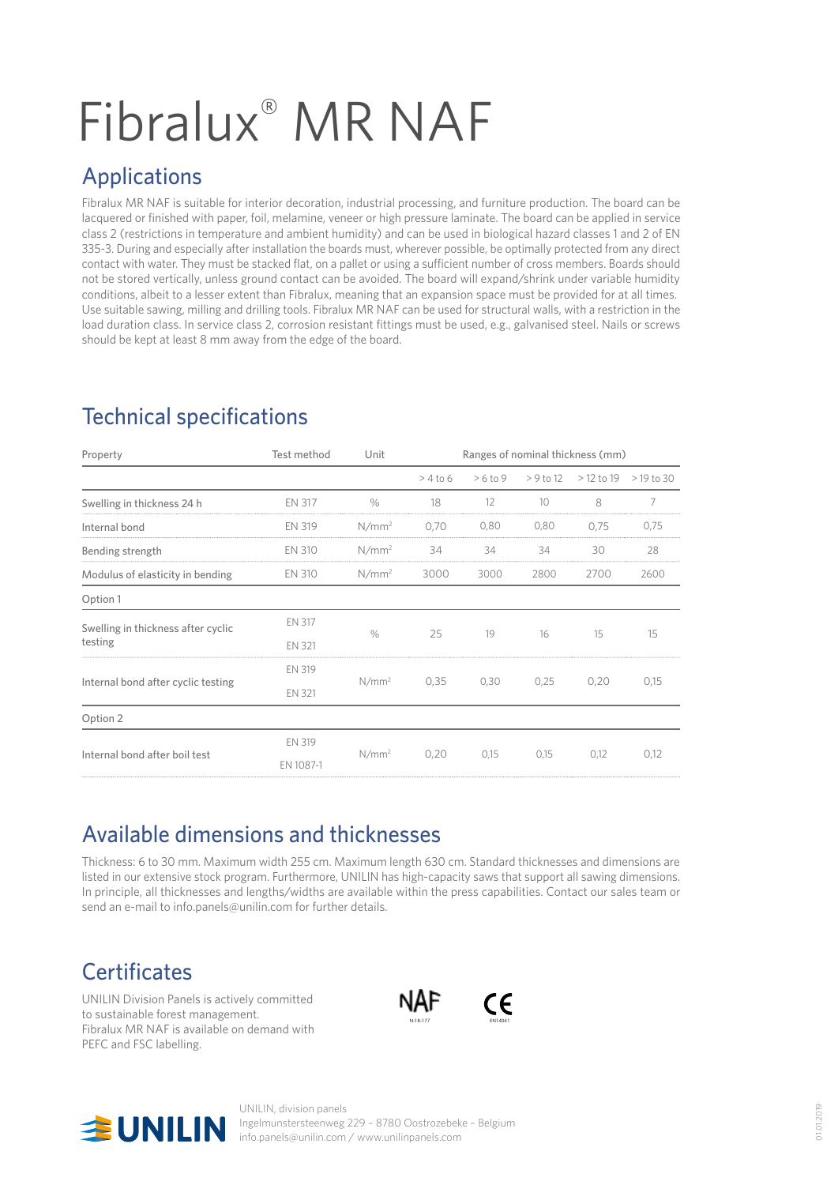# Fibralux® MR NAF

## Applications

Fibralux MR NAF is suitable for interior decoration, industrial processing, and furniture production. The board can be lacquered or finished with paper, foil, melamine, veneer or high pressure laminate. The board can be applied in service class 2 (restrictions in temperature and ambient humidity) and can be used in biological hazard classes 1 and 2 of EN 335-3. During and especially after installation the boards must, wherever possible, be optimally protected from any direct contact with water. They must be stacked flat, on a pallet or using a sufficient number of cross members. Boards should not be stored vertically, unless ground contact can be avoided. The board will expand/shrink under variable humidity conditions, albeit to a lesser extent than Fibralux, meaning that an expansion space must be provided for at all times. Use suitable sawing, milling and drilling tools. Fibralux MR NAF can be used for structural walls, with a restriction in the load duration class. In service class 2, corrosion resistant fittings must be used, e.g., galvanised steel. Nails or screws should be kept at least 8 mm away from the edge of the board.

## Technical specifications

| Property | Test method | Unit | Ranges of nominal thickness (mm) | | | | |
|---|---|---|---|---|---|---|---|
| | | | > 4 to 6 | > 6 to 9 | > 9 to 12 | > 12 to 19 | > 19 to 30 |
| Swelling in thickness 24 h | EN 317 | % | 18 | 12 | 10 | 8 | 7 |
| Internal bond | EN 319 | N/mm² | 0,70 | 0,80 | 0,80 | 0,75 | 0,75 |
| Bending strength | EN 310 | N/mm² | 34 | 34 | 34 | 30 | 28 |
| Modulus of elasticity in bending | EN 310 | N/mm² | 3000 | 3000 | 2800 | 2700 | 2600 |
| Option 1 | | | | | | | |
| Swelling in thickness after cyclic testing | EN 317 EN 321 | % | 25 | 19 | 16 | 15 | 15 |
| Internal bond after cyclic testing | EN 319 EN 321 | N/mm² | 0,35 | 0,30 | 0,25 | 0,20 | 0,15 |
| Option 2 | | | | | | | |
| Internal bond after boil test | EN 319 EN 1087-1 | N/mm² | 0,20 | 0,15 | 0,15 | 0,12 | 0,12 |

## Available dimensions and thicknesses

Thickness: 6 to 30 mm. Maximum width 255 cm. Maximum length 630 cm. Standard thicknesses and dimensions are listed in our extensive stock program. Furthermore, UNILIN has high-capacity saws that support all sawing dimensions. In principle, all thicknesses and lengths/widths are available within the press capabilities. Contact our sales team or send an e-mail to info.panels@unilin.com for further details.

## Certificates

UNILIN Division Panels is actively committed to sustainable forest management. Fibralux MR NAF is available on demand with PEFC and FSC labelling.

NAF
N-18-177

CE
EN14041

UNILIN

UNILIN, division panels
Ingelmunstersteenweg 229 – 8780 Oostrozebeke – Belgium
info.panels@unilin.com / www.unilinpanels.com

01.01.2019